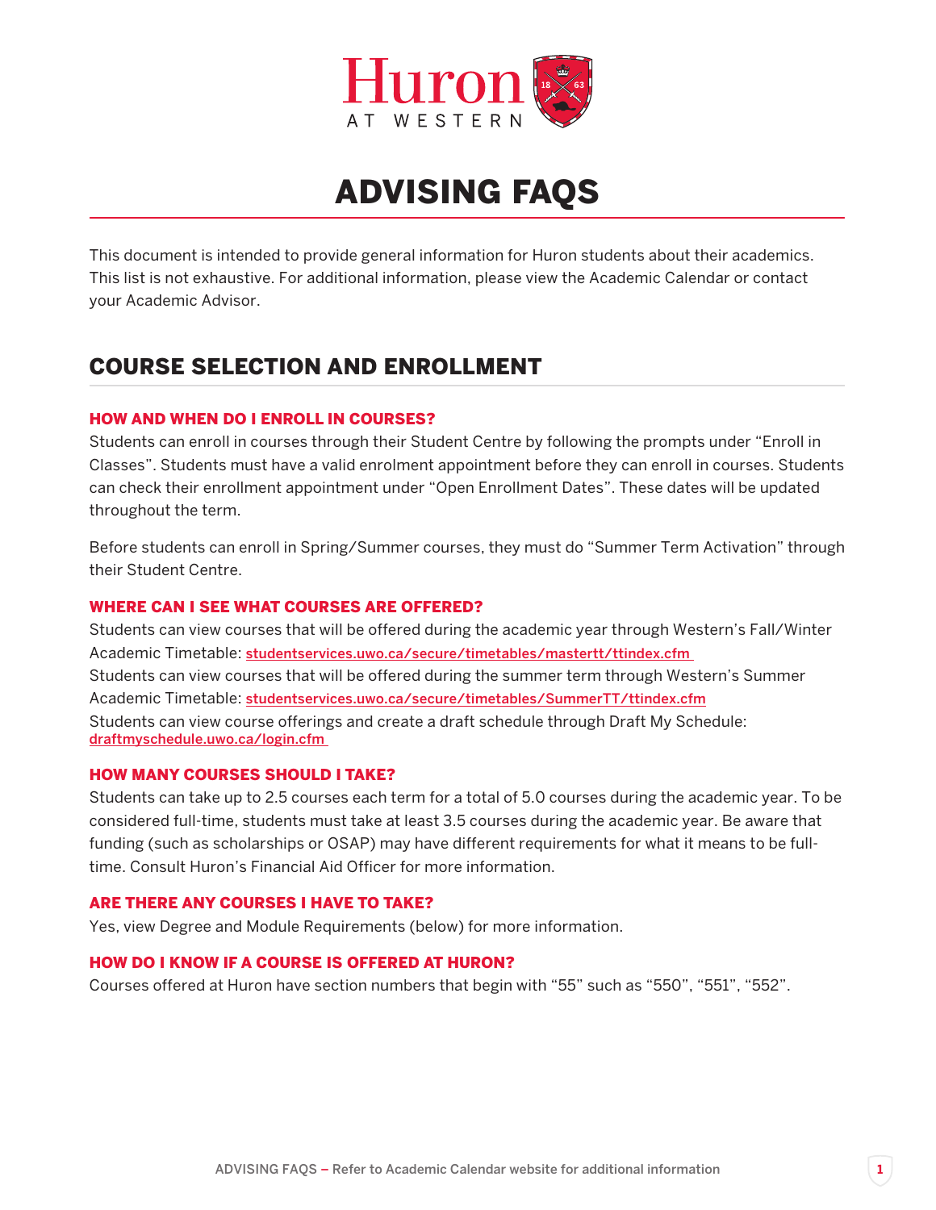# ADVISING FAQS

This document is intended to provide general information for Huron students about their academics. This list is not exhaustive. For additional information, please view the Academic Calendar or contact your Academic Advisor.

## COURSE SELECTION AND ENROLLMENT

### HOW AND WHEN DO I ENROLL IN COURSES?

Students can enroll in courses through their Student Centre by following the prompts under "Enroll in Classes". Students must have a valid enrolment appointment before they can enroll in courses. Students can check their enrollment appointment under "Open Enrollment Dates". These dates will be updated throughout the term.

Before students can enroll in Spring/Summer courses, they must do "Summer Term Activation" through their Student Centre.

### WHERE CAN I SEE WHAT COURSES ARE OFFERED?

Students can view courses that will be offered during the academic year through Western's Fall/Winter Academic Timetable: studentservices.uwo.ca/secure/timetables/mastertt/ttindex.cfm
Students can view courses that will be offered during the summer term through Western's Summer Academic Timetable: studentservices.uwo.ca/secure/timetables/SummerTT/ttindex.cfm
Students can view course offerings and create a draft schedule through Draft My Schedule: draftmyschedule.uwo.ca/login.cfm

### HOW MANY COURSES SHOULD I TAKE?

Students can take up to 2.5 courses each term for a total of 5.0 courses during the academic year. To be considered full-time, students must take at least 3.5 courses during the academic year. Be aware that funding (such as scholarships or OSAP) may have different requirements for what it means to be full-time. Consult Huron's Financial Aid Officer for more information.

### ARE THERE ANY COURSES I HAVE TO TAKE?

Yes, view Degree and Module Requirements (below) for more information.

### HOW DO I KNOW IF A COURSE IS OFFERED AT HURON?

Courses offered at Huron have section numbers that begin with "55" such as "550", "551", "552".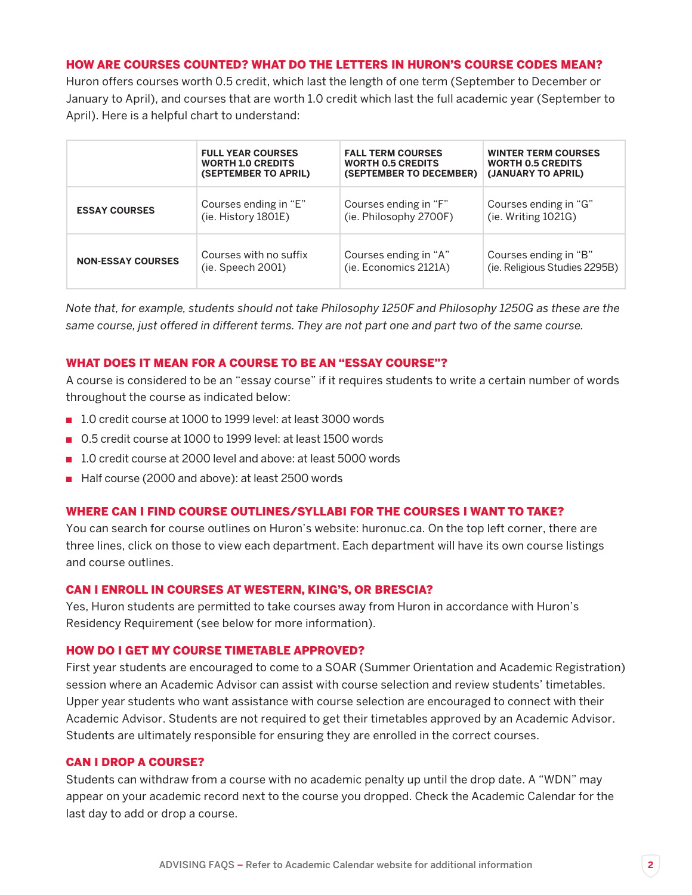## HOW ARE COURSES COUNTED? WHAT DO THE LETTERS IN HURON'S COURSE CODES MEAN?

Huron offers courses worth 0.5 credit, which last the length of one term (September to December or January to April), and courses that are worth 1.0 credit which last the full academic year (September to April). Here is a helpful chart to understand:

| | FULL YEAR COURSES WORTH 1.0 CREDITS (SEPTEMBER TO APRIL) | FALL TERM COURSES WORTH 0.5 CREDITS (SEPTEMBER TO DECEMBER) | WINTER TERM COURSES WORTH 0.5 CREDITS (JANUARY TO APRIL) |
|---|---|---|---|
| **ESSAY COURSES** | Courses ending in "E" (ie. History 1801E) | Courses ending in "F" (ie. Philosophy 2700F) | Courses ending in "G" (ie. Writing 1021G) |
| **NON-ESSAY COURSES** | Courses with no suffix (ie. Speech 2001) | Courses ending in "A" (ie. Economics 2121A) | Courses ending in "B" (ie. Religious Studies 2295B) |

*Note that, for example, students should not take Philosophy 1250F and Philosophy 1250G as these are the same course, just offered in different terms. They are not part one and part two of the same course.*

## WHAT DOES IT MEAN FOR A COURSE TO BE AN "ESSAY COURSE"?

A course is considered to be an "essay course" if it requires students to write a certain number of words throughout the course as indicated below:

- 1.0 credit course at 1000 to 1999 level: at least 3000 words
- 0.5 credit course at 1000 to 1999 level: at least 1500 words
- 1.0 credit course at 2000 level and above: at least 5000 words
- Half course (2000 and above): at least 2500 words

## WHERE CAN I FIND COURSE OUTLINES/SYLLABI FOR THE COURSES I WANT TO TAKE?

You can search for course outlines on Huron's website: huronuc.ca. On the top left corner, there are three lines, click on those to view each department. Each department will have its own course listings and course outlines.

## CAN I ENROLL IN COURSES AT WESTERN, KING'S, OR BRESCIA?

Yes, Huron students are permitted to take courses away from Huron in accordance with Huron's Residency Requirement (see below for more information).

## HOW DO I GET MY COURSE TIMETABLE APPROVED?

First year students are encouraged to come to a SOAR (Summer Orientation and Academic Registration) session where an Academic Advisor can assist with course selection and review students' timetables. Upper year students who want assistance with course selection are encouraged to connect with their Academic Advisor. Students are not required to get their timetables approved by an Academic Advisor. Students are ultimately responsible for ensuring they are enrolled in the correct courses.

## CAN I DROP A COURSE?

Students can withdraw from a course with no academic penalty up until the drop date. A "WDN" may appear on your academic record next to the course you dropped. Check the Academic Calendar for the last day to add or drop a course.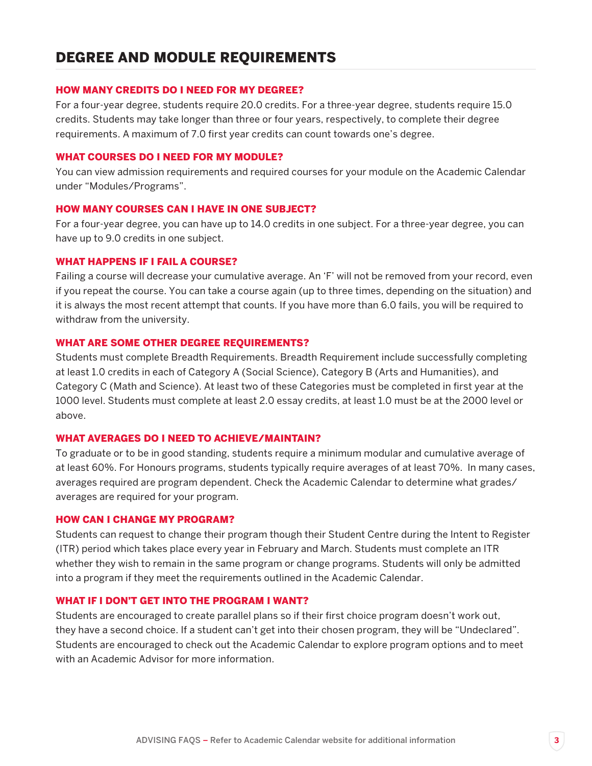# DEGREE AND MODULE REQUIREMENTS

### HOW MANY CREDITS DO I NEED FOR MY DEGREE?

For a four-year degree, students require 20.0 credits. For a three-year degree, students require 15.0 credits. Students may take longer than three or four years, respectively, to complete their degree requirements. A maximum of 7.0 first year credits can count towards one's degree.

### WHAT COURSES DO I NEED FOR MY MODULE?

You can view admission requirements and required courses for your module on the Academic Calendar under "Modules/Programs".

### HOW MANY COURSES CAN I HAVE IN ONE SUBJECT?

For a four-year degree, you can have up to 14.0 credits in one subject. For a three-year degree, you can have up to 9.0 credits in one subject.

### WHAT HAPPENS IF I FAIL A COURSE?

Failing a course will decrease your cumulative average. An 'F' will not be removed from your record, even if you repeat the course. You can take a course again (up to three times, depending on the situation) and it is always the most recent attempt that counts. If you have more than 6.0 fails, you will be required to withdraw from the university.

### WHAT ARE SOME OTHER DEGREE REQUIREMENTS?

Students must complete Breadth Requirements. Breadth Requirement include successfully completing at least 1.0 credits in each of Category A (Social Science), Category B (Arts and Humanities), and Category C (Math and Science). At least two of these Categories must be completed in first year at the 1000 level. Students must complete at least 2.0 essay credits, at least 1.0 must be at the 2000 level or above.

### WHAT AVERAGES DO I NEED TO ACHIEVE/MAINTAIN?

To graduate or to be in good standing, students require a minimum modular and cumulative average of at least 60%. For Honours programs, students typically require averages of at least 70%. In many cases, averages required are program dependent. Check the Academic Calendar to determine what grades/averages are required for your program.

### HOW CAN I CHANGE MY PROGRAM?

Students can request to change their program though their Student Centre during the Intent to Register (ITR) period which takes place every year in February and March. Students must complete an ITR whether they wish to remain in the same program or change programs. Students will only be admitted into a program if they meet the requirements outlined in the Academic Calendar.

### WHAT IF I DON'T GET INTO THE PROGRAM I WANT?

Students are encouraged to create parallel plans so if their first choice program doesn't work out, they have a second choice. If a student can't get into their chosen program, they will be "Undeclared". Students are encouraged to check out the Academic Calendar to explore program options and to meet with an Academic Advisor for more information.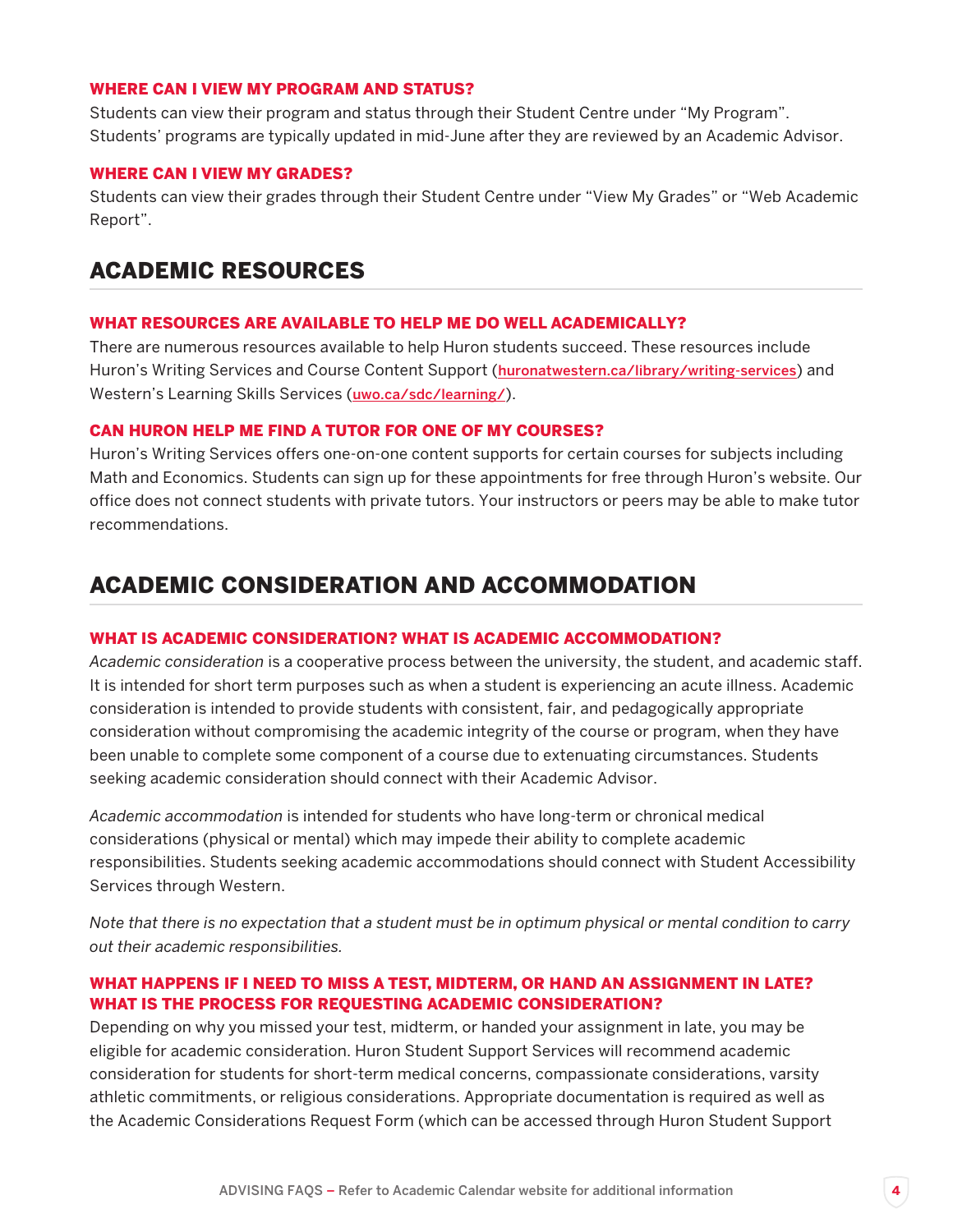### WHERE CAN I VIEW MY PROGRAM AND STATUS?

Students can view their program and status through their Student Centre under "My Program". Students' programs are typically updated in mid-June after they are reviewed by an Academic Advisor.

### WHERE CAN I VIEW MY GRADES?

Students can view their grades through their Student Centre under "View My Grades" or "Web Academic Report".

## ACADEMIC RESOURCES

### WHAT RESOURCES ARE AVAILABLE TO HELP ME DO WELL ACADEMICALLY?

There are numerous resources available to help Huron students succeed. These resources include Huron's Writing Services and Course Content Support (huronatwestern.ca/library/writing-services) and Western's Learning Skills Services (uwo.ca/sdc/learning/).

### CAN HURON HELP ME FIND A TUTOR FOR ONE OF MY COURSES?

Huron's Writing Services offers one-on-one content supports for certain courses for subjects including Math and Economics. Students can sign up for these appointments for free through Huron's website. Our office does not connect students with private tutors. Your instructors or peers may be able to make tutor recommendations.

## ACADEMIC CONSIDERATION AND ACCOMMODATION

### WHAT IS ACADEMIC CONSIDERATION? WHAT IS ACADEMIC ACCOMMODATION?

*Academic consideration* is a cooperative process between the university, the student, and academic staff. It is intended for short term purposes such as when a student is experiencing an acute illness. Academic consideration is intended to provide students with consistent, fair, and pedagogically appropriate consideration without compromising the academic integrity of the course or program, when they have been unable to complete some component of a course due to extenuating circumstances. Students seeking academic consideration should connect with their Academic Advisor.

*Academic accommodation* is intended for students who have long-term or chronical medical considerations (physical or mental) which may impede their ability to complete academic responsibilities. Students seeking academic accommodations should connect with Student Accessibility Services through Western.

*Note that there is no expectation that a student must be in optimum physical or mental condition to carry out their academic responsibilities.*

### WHAT HAPPENS IF I NEED TO MISS A TEST, MIDTERM, OR HAND AN ASSIGNMENT IN LATE? WHAT IS THE PROCESS FOR REQUESTING ACADEMIC CONSIDERATION?

Depending on why you missed your test, midterm, or handed your assignment in late, you may be eligible for academic consideration. Huron Student Support Services will recommend academic consideration for students for short-term medical concerns, compassionate considerations, varsity athletic commitments, or religious considerations. Appropriate documentation is required as well as the Academic Considerations Request Form (which can be accessed through Huron Student Support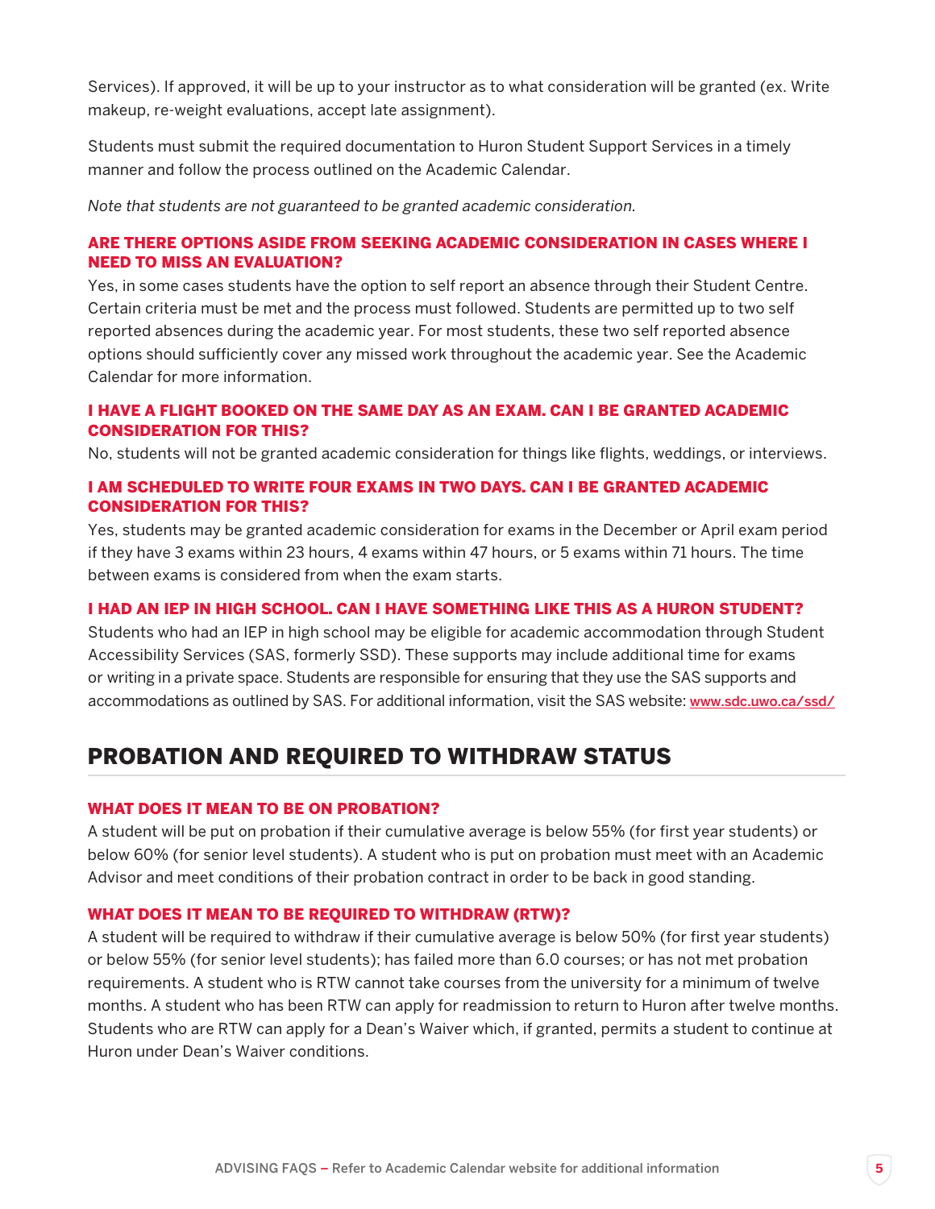Services). If approved, it will be up to your instructor as to what consideration will be granted (ex. Write makeup, re-weight evaluations, accept late assignment).

Students must submit the required documentation to Huron Student Support Services in a timely manner and follow the process outlined on the Academic Calendar.

*Note that students are not guaranteed to be granted academic consideration.*

### ARE THERE OPTIONS ASIDE FROM SEEKING ACADEMIC CONSIDERATION IN CASES WHERE I NEED TO MISS AN EVALUATION?

Yes, in some cases students have the option to self report an absence through their Student Centre. Certain criteria must be met and the process must followed. Students are permitted up to two self reported absences during the academic year. For most students, these two self reported absence options should sufficiently cover any missed work throughout the academic year. See the Academic Calendar for more information.

### I HAVE A FLIGHT BOOKED ON THE SAME DAY AS AN EXAM. CAN I BE GRANTED ACADEMIC CONSIDERATION FOR THIS?

No, students will not be granted academic consideration for things like flights, weddings, or interviews.

### I AM SCHEDULED TO WRITE FOUR EXAMS IN TWO DAYS. CAN I BE GRANTED ACADEMIC CONSIDERATION FOR THIS?

Yes, students may be granted academic consideration for exams in the December or April exam period if they have 3 exams within 23 hours, 4 exams within 47 hours, or 5 exams within 71 hours. The time between exams is considered from when the exam starts.

### I HAD AN IEP IN HIGH SCHOOL. CAN I HAVE SOMETHING LIKE THIS AS A HURON STUDENT?

Students who had an IEP in high school may be eligible for academic accommodation through Student Accessibility Services (SAS, formerly SSD). These supports may include additional time for exams or writing in a private space. Students are responsible for ensuring that they use the SAS supports and accommodations as outlined by SAS. For additional information, visit the SAS website: www.sdc.uwo.ca/ssd/

## PROBATION AND REQUIRED TO WITHDRAW STATUS

### WHAT DOES IT MEAN TO BE ON PROBATION?

A student will be put on probation if their cumulative average is below 55% (for first year students) or below 60% (for senior level students). A student who is put on probation must meet with an Academic Advisor and meet conditions of their probation contract in order to be back in good standing.

### WHAT DOES IT MEAN TO BE REQUIRED TO WITHDRAW (RTW)?

A student will be required to withdraw if their cumulative average is below 50% (for first year students) or below 55% (for senior level students); has failed more than 6.0 courses; or has not met probation requirements. A student who is RTW cannot take courses from the university for a minimum of twelve months. A student who has been RTW can apply for readmission to return to Huron after twelve months. Students who are RTW can apply for a Dean's Waiver which, if granted, permits a student to continue at Huron under Dean's Waiver conditions.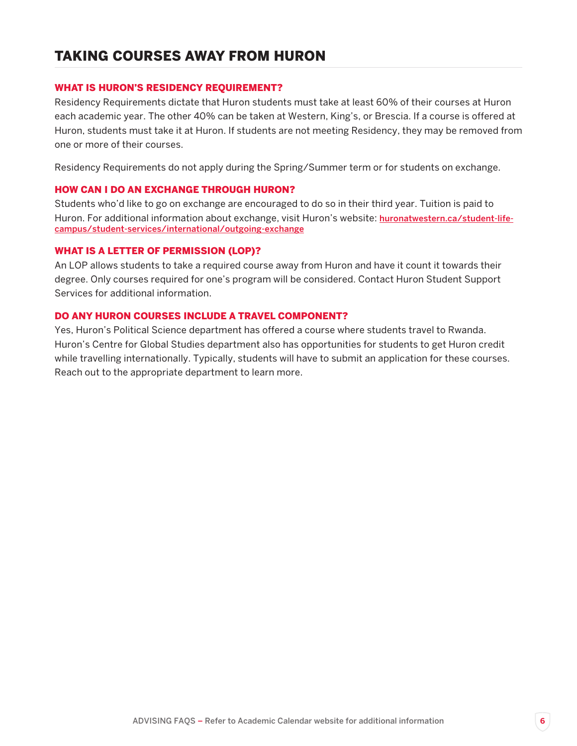## TAKING COURSES AWAY FROM HURON

### WHAT IS HURON'S RESIDENCY REQUIREMENT?

Residency Requirements dictate that Huron students must take at least 60% of their courses at Huron each academic year. The other 40% can be taken at Western, King's, or Brescia. If a course is offered at Huron, students must take it at Huron. If students are not meeting Residency, they may be removed from one or more of their courses.

Residency Requirements do not apply during the Spring/Summer term or for students on exchange.

### HOW CAN I DO AN EXCHANGE THROUGH HURON?

Students who'd like to go on exchange are encouraged to do so in their third year. Tuition is paid to Huron. For additional information about exchange, visit Huron's website: huronatwestern.ca/student-life-campus/student-services/international/outgoing-exchange

### WHAT IS A LETTER OF PERMISSION (LOP)?

An LOP allows students to take a required course away from Huron and have it count it towards their degree. Only courses required for one's program will be considered. Contact Huron Student Support Services for additional information.

### DO ANY HURON COURSES INCLUDE A TRAVEL COMPONENT?

Yes, Huron's Political Science department has offered a course where students travel to Rwanda. Huron's Centre for Global Studies department also has opportunities for students to get Huron credit while travelling internationally. Typically, students will have to submit an application for these courses. Reach out to the appropriate department to learn more.